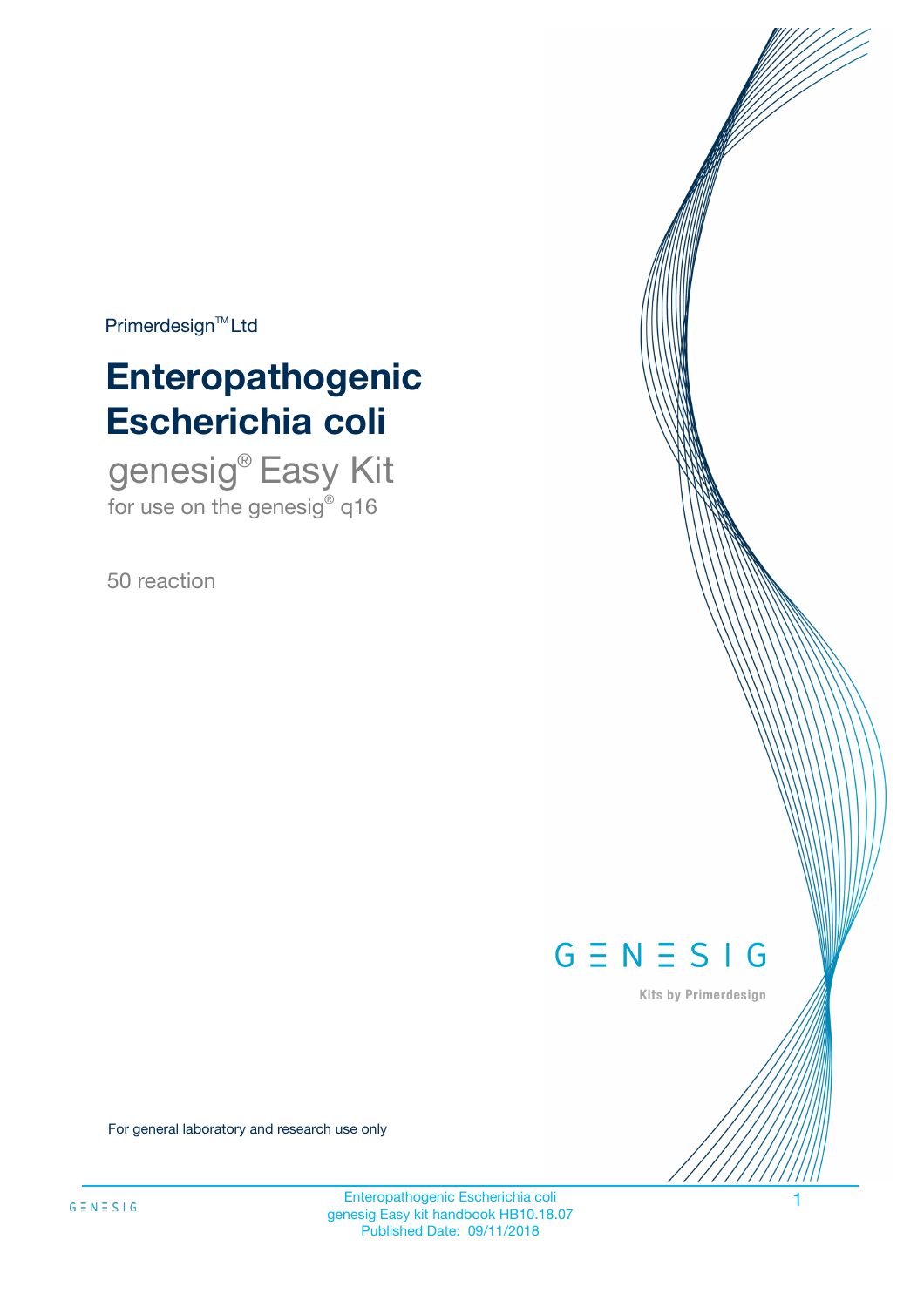Primerdesign™ Ltd

# Enteropathogenic Escherichia coli

## genesig® Easy Kit

for use on the genesig® q16

50 reaction

GENESIG

Kits by Primerdesign

For general laboratory and research use only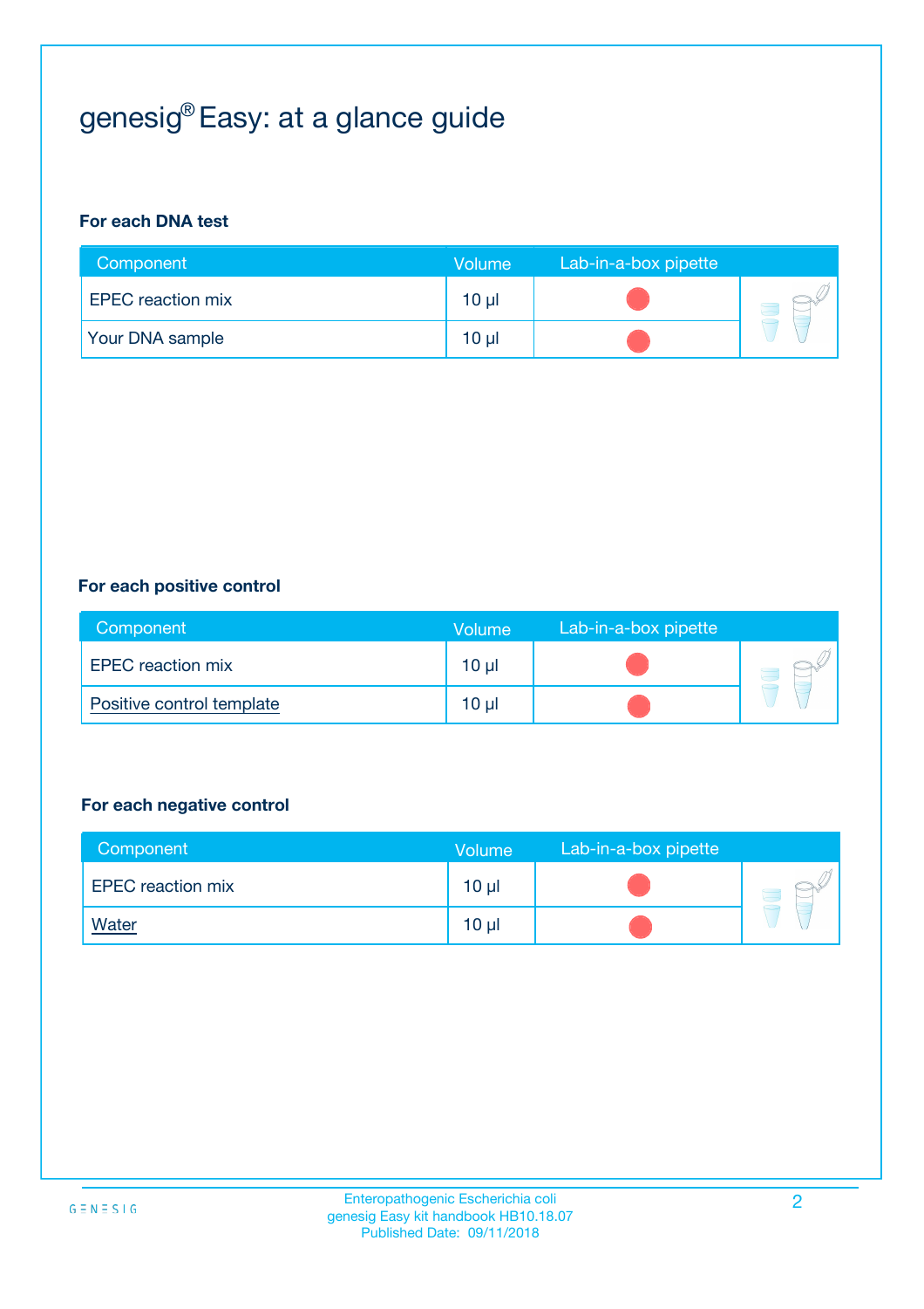# genesig® Easy: at a glance guide

**For each DNA test**

| Component | Volume | Lab-in-a-box pipette |
|---|---|---|
| EPEC reaction mix | 10 µl | |
| Your DNA sample | 10 µl | |

**For each positive control**

| Component | Volume | Lab-in-a-box pipette |
|---|---|---|
| EPEC reaction mix | 10 µl | |
| Positive control template | 10 µl | |

**For each negative control**

| Component | Volume | Lab-in-a-box pipette |
|---|---|---|
| EPEC reaction mix | 10 µl | |
| Water | 10 µl | |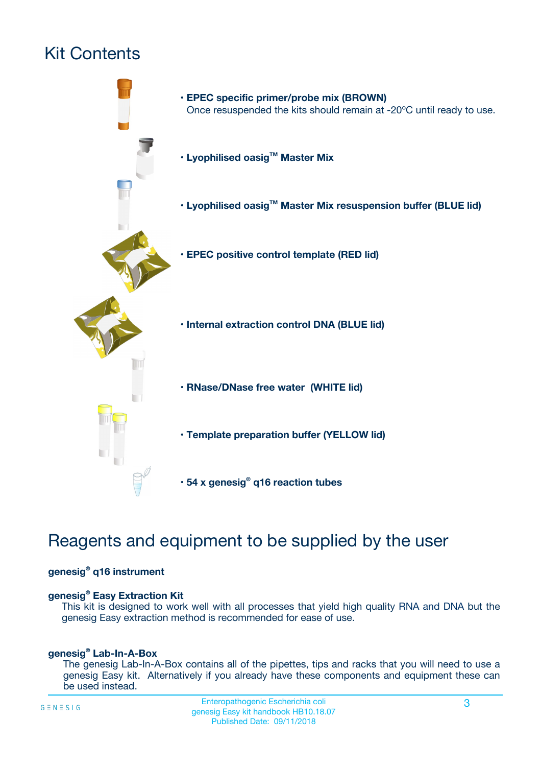# Kit Contents

- **EPEC specific primer/probe mix (BROWN)**
  Once resuspended the kits should remain at -20ºC until ready to use.
- **Lyophilised oasig™ Master Mix**
- **Lyophilised oasig™ Master Mix resuspension buffer (BLUE lid)**
- **EPEC positive control template (RED lid)**
- **Internal extraction control DNA (BLUE lid)**
- **RNase/DNase free water (WHITE lid)**
- **Template preparation buffer (YELLOW lid)**
- **54 x genesig® q16 reaction tubes**

# Reagents and equipment to be supplied by the user

**genesig® q16 instrument**

**genesig® Easy Extraction Kit**
This kit is designed to work well with all processes that yield high quality RNA and DNA but the genesig Easy extraction method is recommended for ease of use.

**genesig® Lab-In-A-Box**
The genesig Lab-In-A-Box contains all of the pipettes, tips and racks that you will need to use a genesig Easy kit. Alternatively if you already have these components and equipment these can be used instead.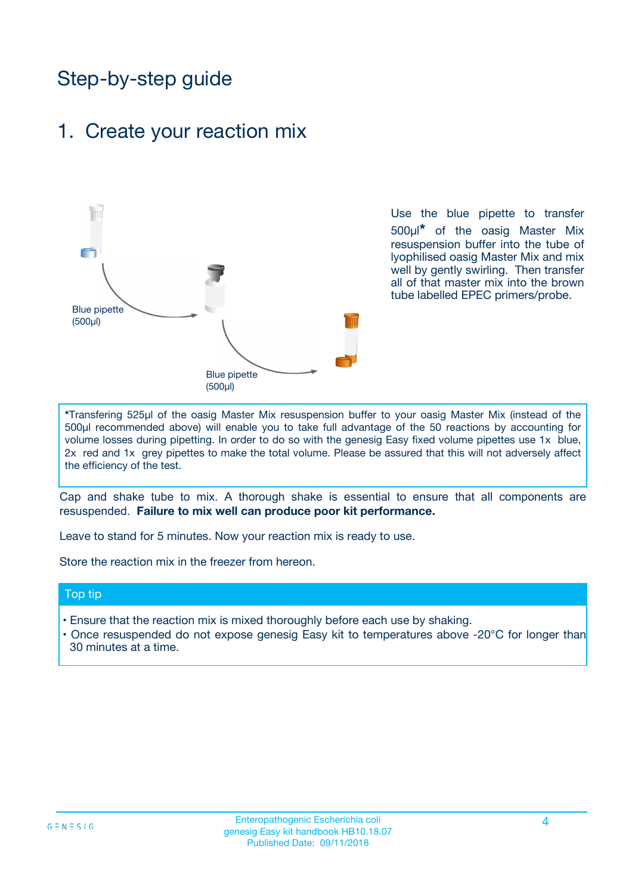# Step-by-step guide

## 1. Create your reaction mix

Blue pipette (500µl)

Blue pipette (500µl)

Use the blue pipette to transfer 500µl* of the oasig Master Mix resuspension buffer into the tube of lyophilised oasig Master Mix and mix well by gently swirling. Then transfer all of that master mix into the brown tube labelled EPEC primers/probe.

*Transfering 525µl of the oasig Master Mix resuspension buffer to your oasig Master Mix (instead of the 500µl recommended above) will enable you to take full advantage of the 50 reactions by accounting for volume losses during pipetting. In order to do so with the genesig Easy fixed volume pipettes use 1x blue, 2x red and 1x grey pipettes to make the total volume. Please be assured that this will not adversely affect the efficiency of the test.

Cap and shake tube to mix. A thorough shake is essential to ensure that all components are resuspended. **Failure to mix well can produce poor kit performance.**

Leave to stand for 5 minutes. Now your reaction mix is ready to use.

Store the reaction mix in the freezer from hereon.

### Top tip

- Ensure that the reaction mix is mixed thoroughly before each use by shaking.
- Once resuspended do not expose genesig Easy kit to temperatures above -20°C for longer than 30 minutes at a time.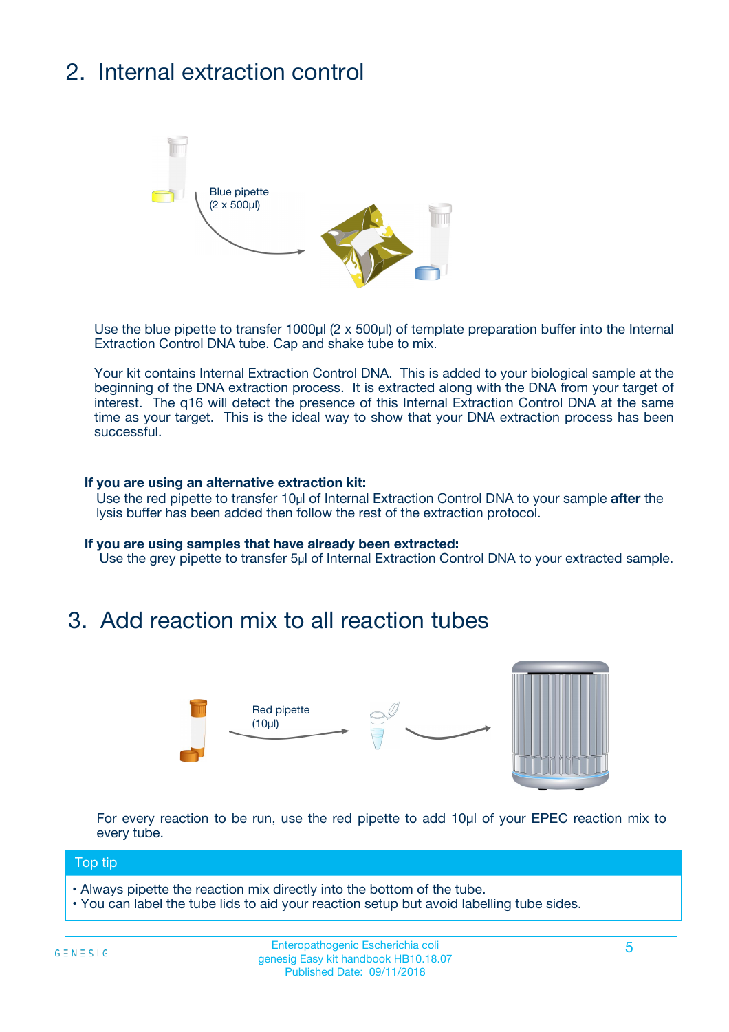## 2. Internal extraction control

Blue pipette (2 x 500µl)

Use the blue pipette to transfer 1000µl (2 x 500µl) of template preparation buffer into the Internal Extraction Control DNA tube. Cap and shake tube to mix.

Your kit contains Internal Extraction Control DNA. This is added to your biological sample at the beginning of the DNA extraction process. It is extracted along with the DNA from your target of interest. The q16 will detect the presence of this Internal Extraction Control DNA at the same time as your target. This is the ideal way to show that your DNA extraction process has been successful.

**If you are using an alternative extraction kit:**
Use the red pipette to transfer 10µl of Internal Extraction Control DNA to your sample **after** the lysis buffer has been added then follow the rest of the extraction protocol.

**If you are using samples that have already been extracted:**
Use the grey pipette to transfer 5µl of Internal Extraction Control DNA to your extracted sample.

## 3. Add reaction mix to all reaction tubes

Red pipette (10µl)

For every reaction to be run, use the red pipette to add 10µl of your EPEC reaction mix to every tube.

**Top tip**

- Always pipette the reaction mix directly into the bottom of the tube.
- You can label the tube lids to aid your reaction setup but avoid labelling tube sides.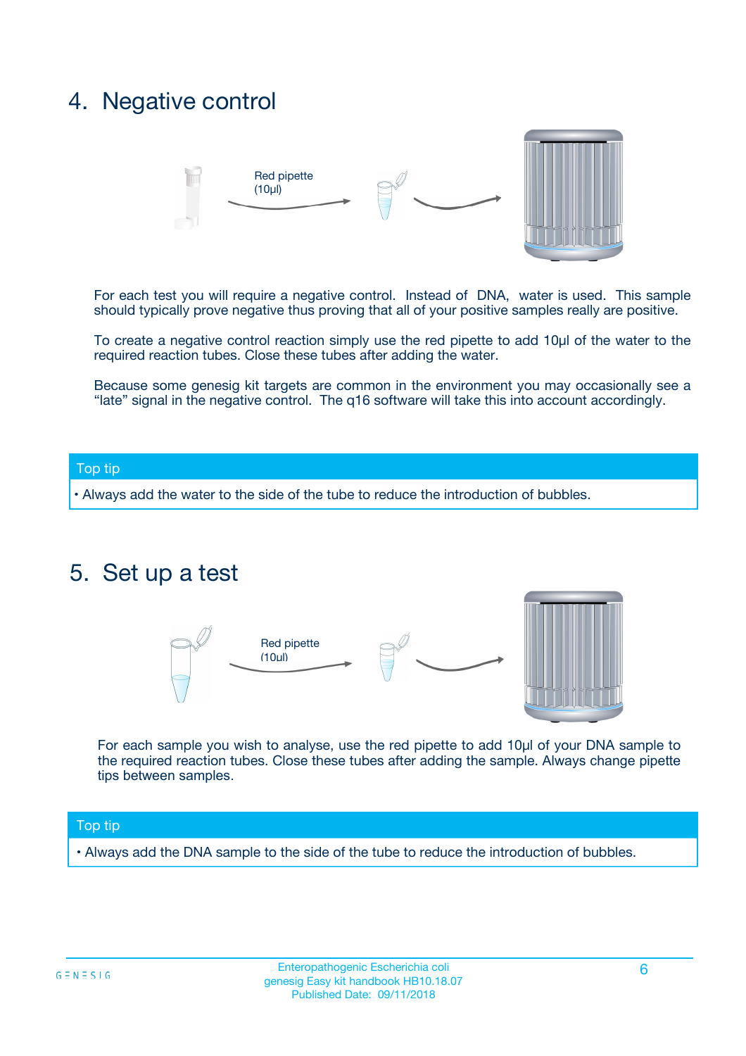## 4. Negative control

Red pipette (10µl)

For each test you will require a negative control. Instead of DNA, water is used. This sample should typically prove negative thus proving that all of your positive samples really are positive.

To create a negative control reaction simply use the red pipette to add 10µl of the water to the required reaction tubes. Close these tubes after adding the water.

Because some genesig kit targets are common in the environment you may occasionally see a "late" signal in the negative control. The q16 software will take this into account accordingly.

**Top tip**

- Always add the water to the side of the tube to reduce the introduction of bubbles.

## 5. Set up a test

Red pipette (10µl)

For each sample you wish to analyse, use the red pipette to add 10µl of your DNA sample to the required reaction tubes. Close these tubes after adding the sample. Always change pipette tips between samples.

**Top tip**

- Always add the DNA sample to the side of the tube to reduce the introduction of bubbles.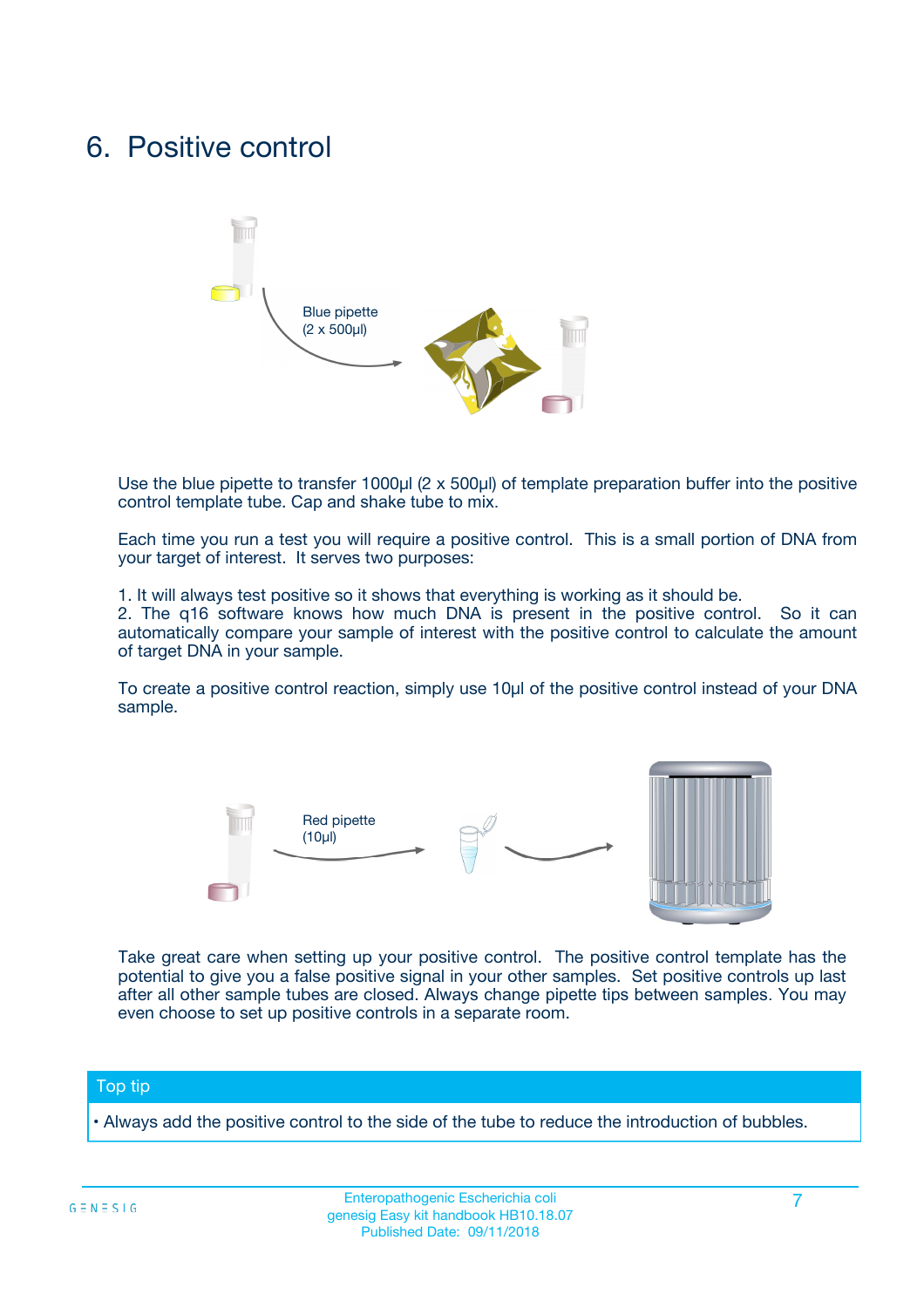# 6. Positive control

Blue pipette
(2 x 500µl)

Use the blue pipette to transfer 1000µl (2 x 500µl) of template preparation buffer into the positive control template tube. Cap and shake tube to mix.

Each time you run a test you will require a positive control. This is a small portion of DNA from your target of interest. It serves two purposes:

1. It will always test positive so it shows that everything is working as it should be.
2. The q16 software knows how much DNA is present in the positive control. So it can automatically compare your sample of interest with the positive control to calculate the amount of target DNA in your sample.

To create a positive control reaction, simply use 10µl of the positive control instead of your DNA sample.

Red pipette
(10µl)

Take great care when setting up your positive control. The positive control template has the potential to give you a false positive signal in your other samples. Set positive controls up last after all other sample tubes are closed. Always change pipette tips between samples. You may even choose to set up positive controls in a separate room.

## Top tip

• Always add the positive control to the side of the tube to reduce the introduction of bubbles.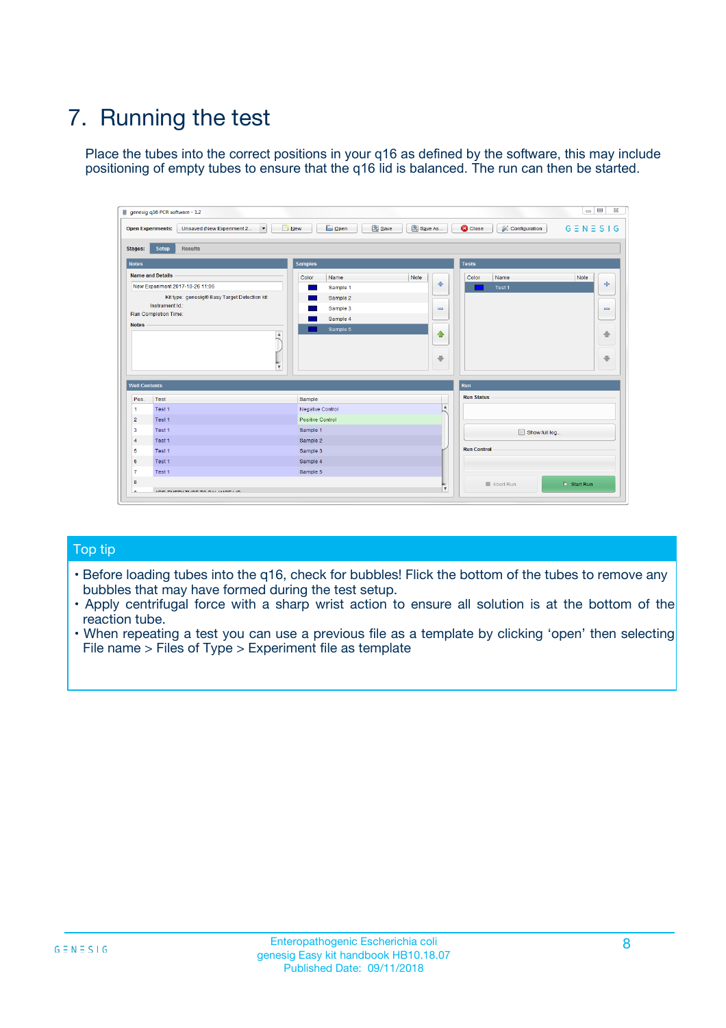# 7. Running the test

Place the tubes into the correct positions in your q16 as defined by the software, this may include positioning of empty tubes to ensure that the q16 lid is balanced. The run can then be started.

## Top tip

- Before loading tubes into the q16, check for bubbles! Flick the bottom of the tubes to remove any bubbles that may have formed during the test setup.
- Apply centrifugal force with a sharp wrist action to ensure all solution is at the bottom of the reaction tube.
- When repeating a test you can use a previous file as a template by clicking 'open' then selecting File name > Files of Type > Experiment file as template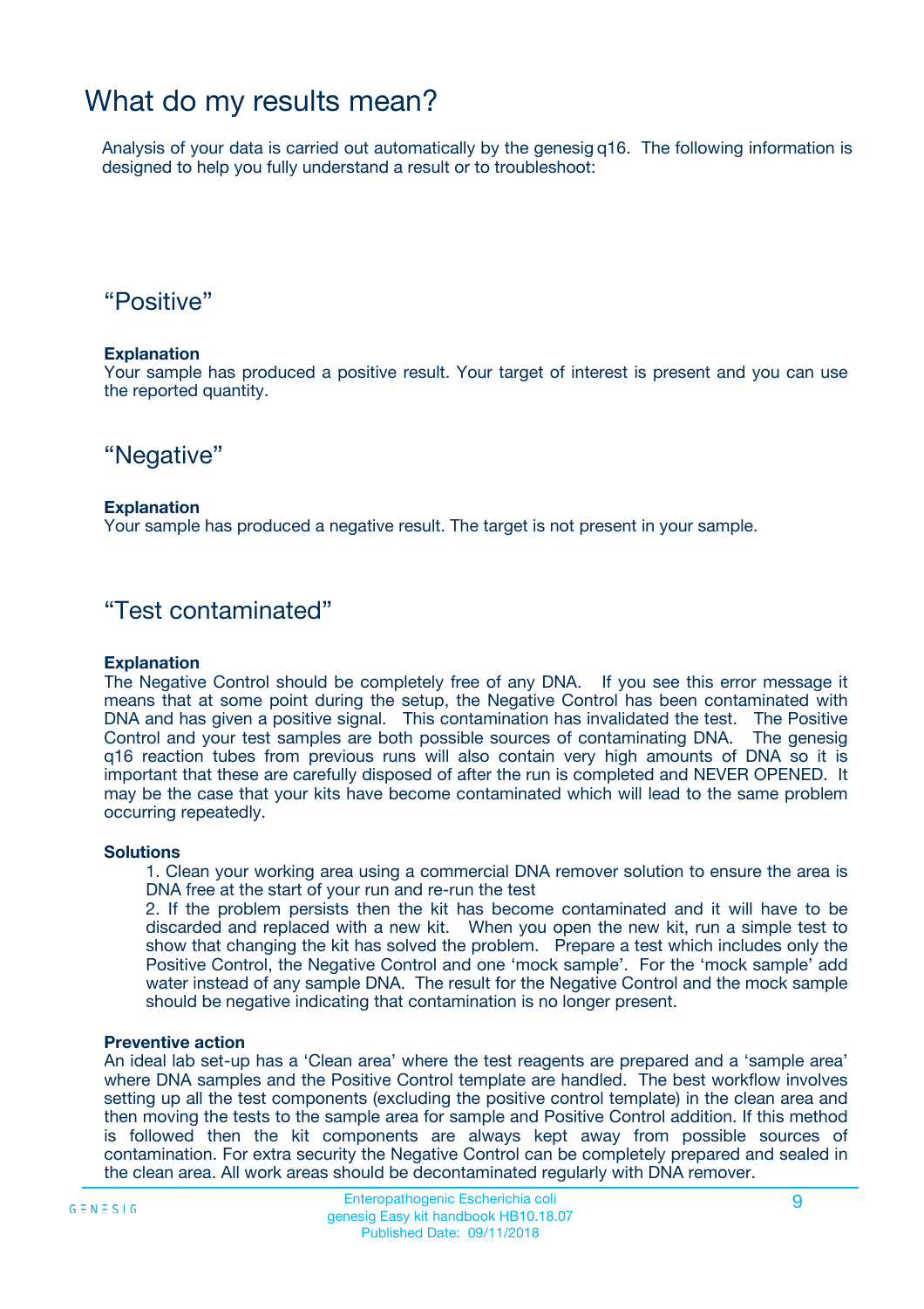# What do my results mean?

Analysis of your data is carried out automatically by the genesig q16. The following information is designed to help you fully understand a result or to troubleshoot:

## "Positive"

**Explanation**
Your sample has produced a positive result. Your target of interest is present and you can use the reported quantity.

## "Negative"

**Explanation**
Your sample has produced a negative result. The target is not present in your sample.

## "Test contaminated"

**Explanation**
The Negative Control should be completely free of any DNA. If you see this error message it means that at some point during the setup, the Negative Control has been contaminated with DNA and has given a positive signal. This contamination has invalidated the test. The Positive Control and your test samples are both possible sources of contaminating DNA. The genesig q16 reaction tubes from previous runs will also contain very high amounts of DNA so it is important that these are carefully disposed of after the run is completed and NEVER OPENED. It may be the case that your kits have become contaminated which will lead to the same problem occurring repeatedly.

**Solutions**

1. Clean your working area using a commercial DNA remover solution to ensure the area is DNA free at the start of your run and re-run the test
2. If the problem persists then the kit has become contaminated and it will have to be discarded and replaced with a new kit. When you open the new kit, run a simple test to show that changing the kit has solved the problem. Prepare a test which includes only the Positive Control, the Negative Control and one 'mock sample'. For the 'mock sample' add water instead of any sample DNA. The result for the Negative Control and the mock sample should be negative indicating that contamination is no longer present.

**Preventive action**
An ideal lab set-up has a 'Clean area' where the test reagents are prepared and a 'sample area' where DNA samples and the Positive Control template are handled. The best workflow involves setting up all the test components (excluding the positive control template) in the clean area and then moving the tests to the sample area for sample and Positive Control addition. If this method is followed then the kit components are always kept away from possible sources of contamination. For extra security the Negative Control can be completely prepared and sealed in the clean area. All work areas should be decontaminated regularly with DNA remover.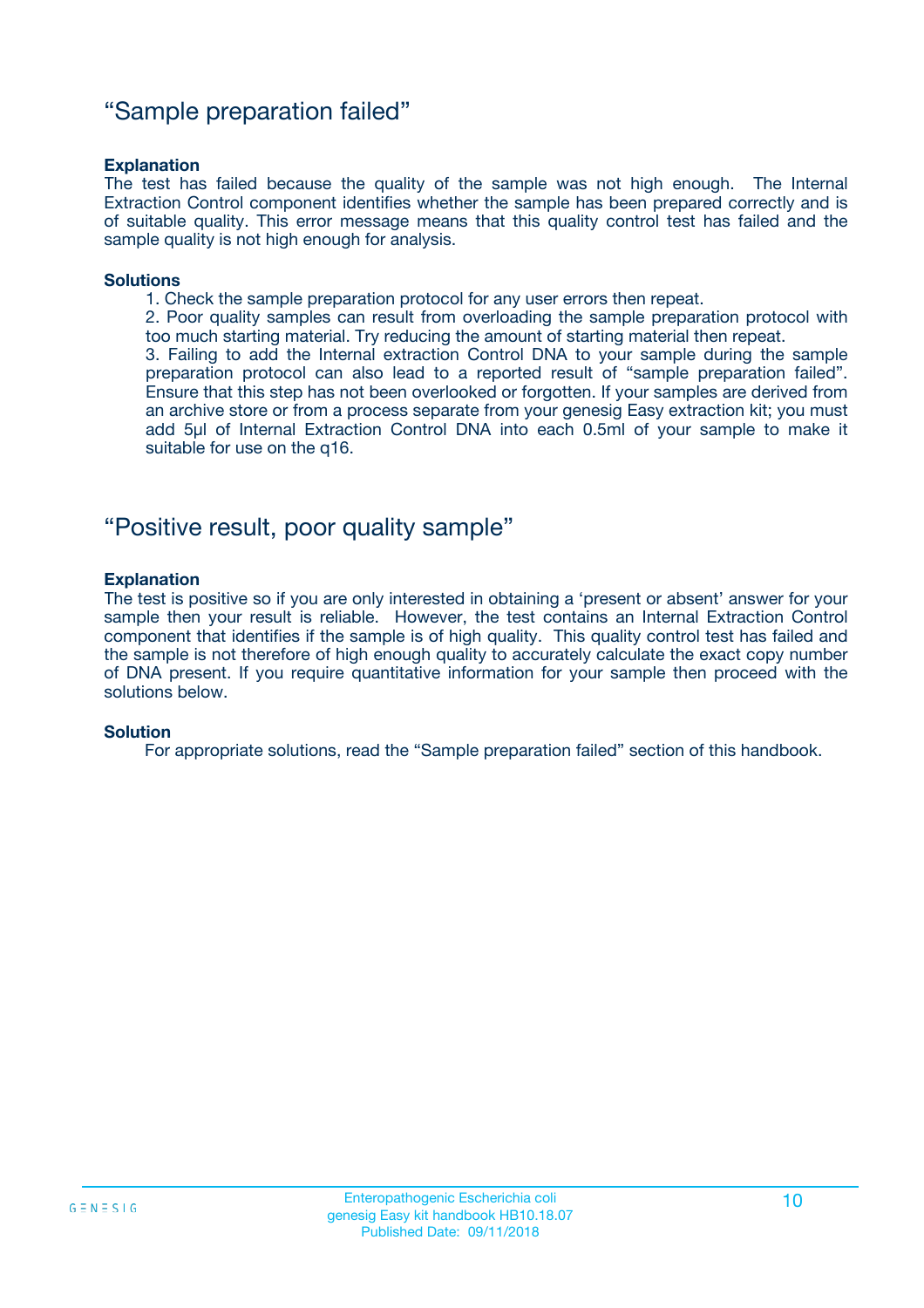## “Sample preparation failed”

**Explanation**

The test has failed because the quality of the sample was not high enough. The Internal Extraction Control component identifies whether the sample has been prepared correctly and is of suitable quality. This error message means that this quality control test has failed and the sample quality is not high enough for analysis.

**Solutions**

1. Check the sample preparation protocol for any user errors then repeat.
2. Poor quality samples can result from overloading the sample preparation protocol with too much starting material. Try reducing the amount of starting material then repeat.
3. Failing to add the Internal extraction Control DNA to your sample during the sample preparation protocol can also lead to a reported result of “sample preparation failed”. Ensure that this step has not been overlooked or forgotten. If your samples are derived from an archive store or from a process separate from your genesig Easy extraction kit; you must add 5µl of Internal Extraction Control DNA into each 0.5ml of your sample to make it suitable for use on the q16.

## “Positive result, poor quality sample”

**Explanation**

The test is positive so if you are only interested in obtaining a ‘present or absent’ answer for your sample then your result is reliable. However, the test contains an Internal Extraction Control component that identifies if the sample is of high quality. This quality control test has failed and the sample is not therefore of high enough quality to accurately calculate the exact copy number of DNA present. If you require quantitative information for your sample then proceed with the solutions below.

**Solution**

For appropriate solutions, read the “Sample preparation failed” section of this handbook.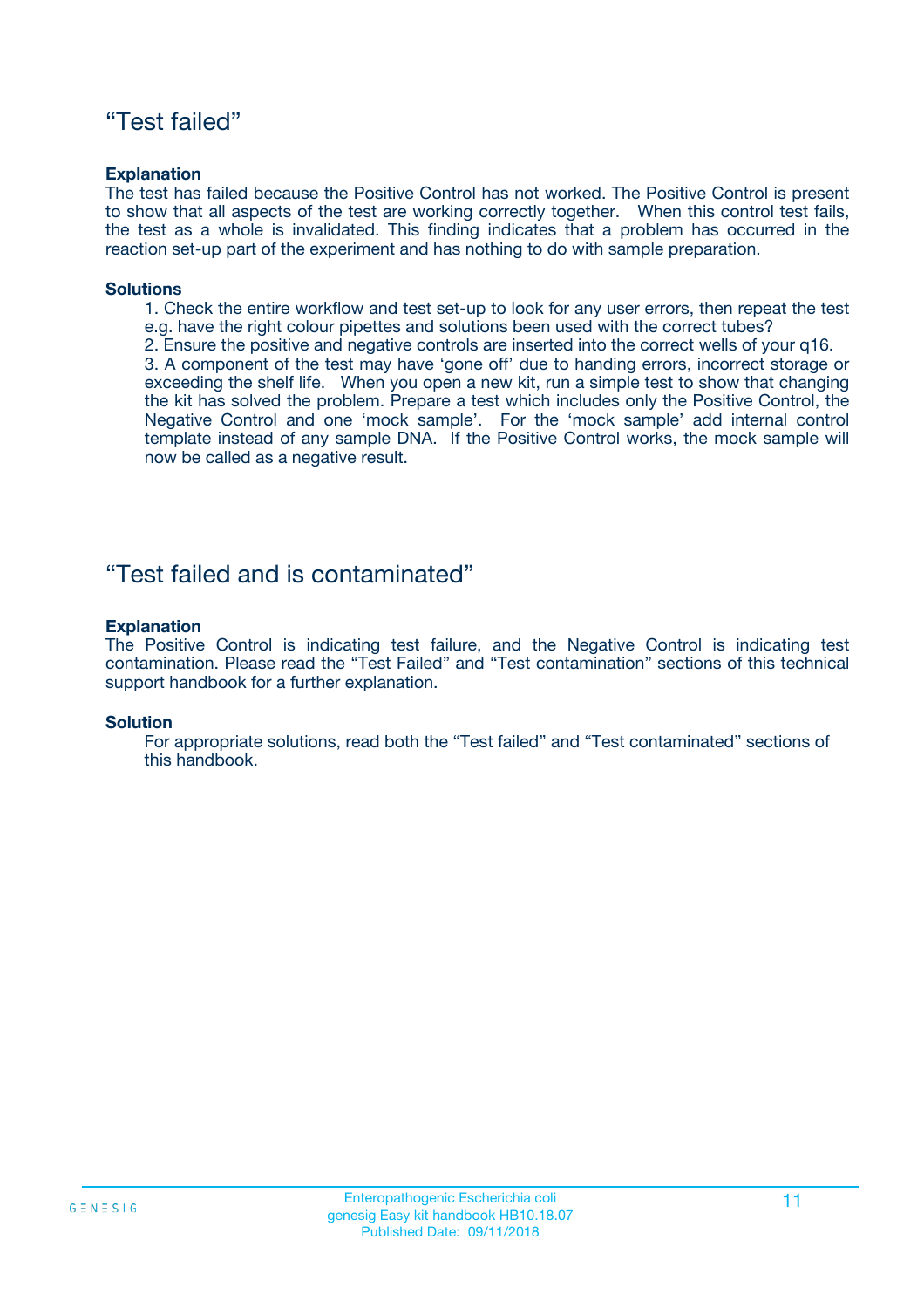## “Test failed”

**Explanation**

The test has failed because the Positive Control has not worked. The Positive Control is present to show that all aspects of the test are working correctly together. When this control test fails, the test as a whole is invalidated. This finding indicates that a problem has occurred in the reaction set-up part of the experiment and has nothing to do with sample preparation.

**Solutions**

1. Check the entire workflow and test set-up to look for any user errors, then repeat the test e.g. have the right colour pipettes and solutions been used with the correct tubes?
2. Ensure the positive and negative controls are inserted into the correct wells of your q16.
3. A component of the test may have ‘gone off’ due to handing errors, incorrect storage or exceeding the shelf life. When you open a new kit, run a simple test to show that changing the kit has solved the problem. Prepare a test which includes only the Positive Control, the Negative Control and one ‘mock sample’. For the ‘mock sample’ add internal control template instead of any sample DNA. If the Positive Control works, the mock sample will now be called as a negative result.

## “Test failed and is contaminated”

**Explanation**

The Positive Control is indicating test failure, and the Negative Control is indicating test contamination. Please read the “Test Failed” and “Test contamination” sections of this technical support handbook for a further explanation.

**Solution**

For appropriate solutions, read both the “Test failed” and “Test contaminated” sections of this handbook.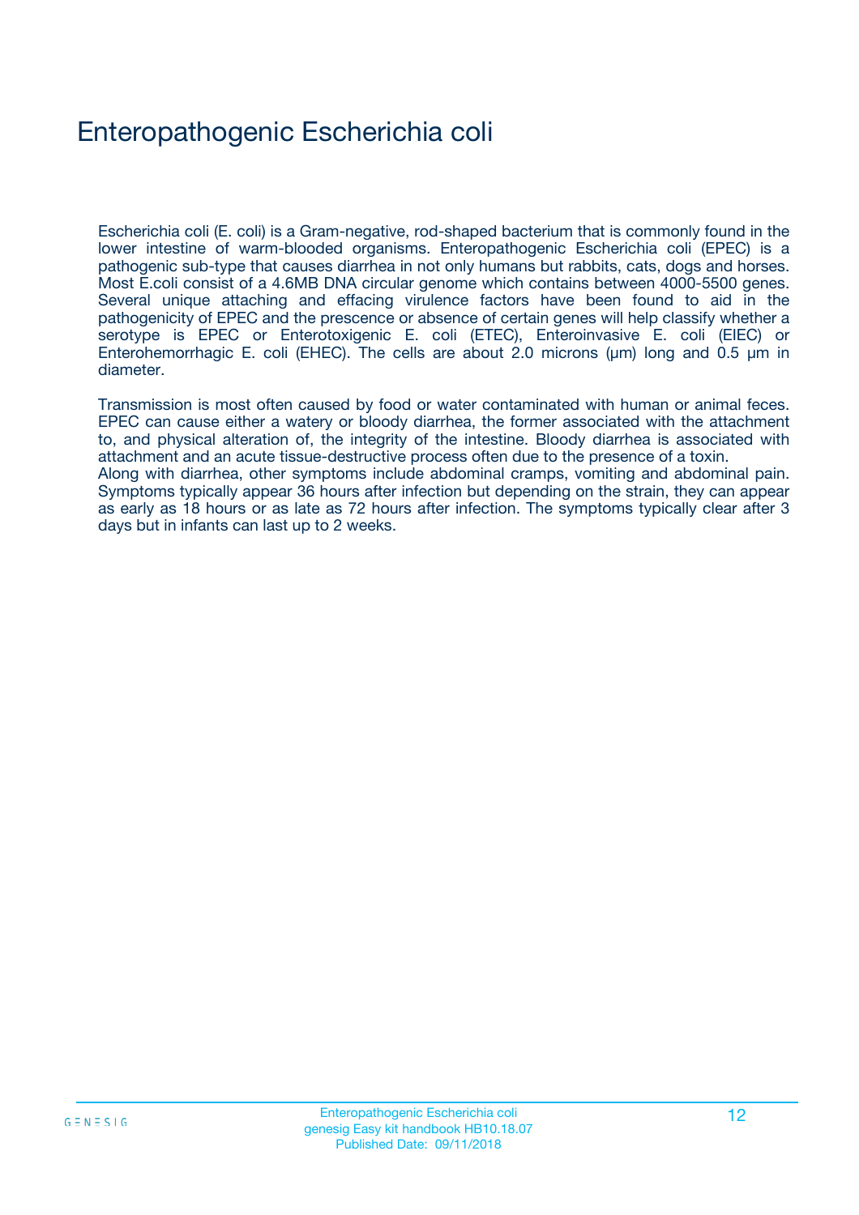# Enteropathogenic Escherichia coli

Escherichia coli (E. coli) is a Gram-negative, rod-shaped bacterium that is commonly found in the lower intestine of warm-blooded organisms. Enteropathogenic Escherichia coli (EPEC) is a pathogenic sub-type that causes diarrhea in not only humans but rabbits, cats, dogs and horses. Most E.coli consist of a 4.6MB DNA circular genome which contains between 4000-5500 genes. Several unique attaching and effacing virulence factors have been found to aid in the pathogenicity of EPEC and the prescence or absence of certain genes will help classify whether a serotype is EPEC or Enterotoxigenic E. coli (ETEC), Enteroinvasive E. coli (EIEC) or Enterohemorrhagic E. coli (EHEC). The cells are about 2.0 microns (μm) long and 0.5 μm in diameter.

Transmission is most often caused by food or water contaminated with human or animal feces. EPEC can cause either a watery or bloody diarrhea, the former associated with the attachment to, and physical alteration of, the integrity of the intestine. Bloody diarrhea is associated with attachment and an acute tissue-destructive process often due to the presence of a toxin.
Along with diarrhea, other symptoms include abdominal cramps, vomiting and abdominal pain. Symptoms typically appear 36 hours after infection but depending on the strain, they can appear as early as 18 hours or as late as 72 hours after infection. The symptoms typically clear after 3 days but in infants can last up to 2 weeks.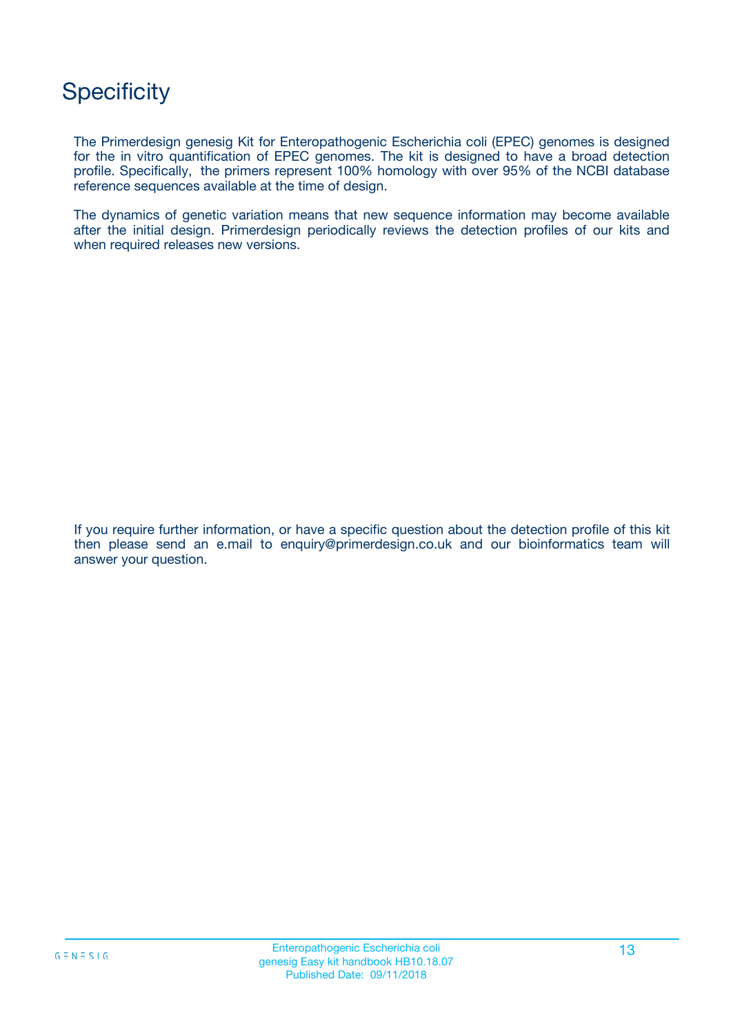# Specificity

The Primerdesign genesig Kit for Enteropathogenic Escherichia coli (EPEC) genomes is designed for the in vitro quantification of EPEC genomes. The kit is designed to have a broad detection profile. Specifically, the primers represent 100% homology with over 95% of the NCBI database reference sequences available at the time of design.

The dynamics of genetic variation means that new sequence information may become available after the initial design. Primerdesign periodically reviews the detection profiles of our kits and when required releases new versions.

If you require further information, or have a specific question about the detection profile of this kit then please send an e.mail to enquiry@primerdesign.co.uk and our bioinformatics team will answer your question.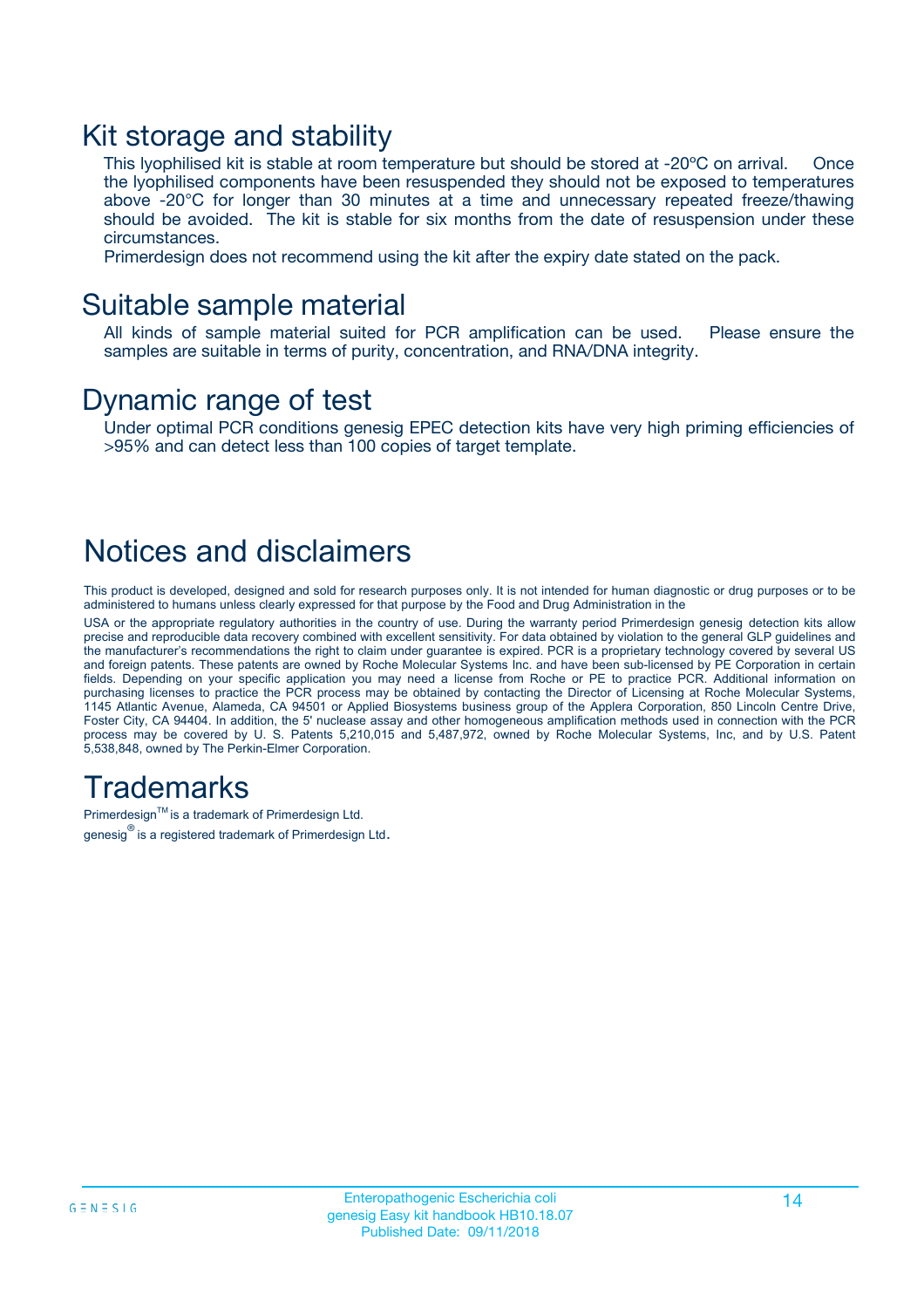## Kit storage and stability

This lyophilised kit is stable at room temperature but should be stored at -20ºC on arrival. Once the lyophilised components have been resuspended they should not be exposed to temperatures above -20°C for longer than 30 minutes at a time and unnecessary repeated freeze/thawing should be avoided. The kit is stable for six months from the date of resuspension under these circumstances.

Primerdesign does not recommend using the kit after the expiry date stated on the pack.

## Suitable sample material

All kinds of sample material suited for PCR amplification can be used. Please ensure the samples are suitable in terms of purity, concentration, and RNA/DNA integrity.

## Dynamic range of test

Under optimal PCR conditions genesig EPEC detection kits have very high priming efficiencies of >95% and can detect less than 100 copies of target template.

# Notices and disclaimers

This product is developed, designed and sold for research purposes only. It is not intended for human diagnostic or drug purposes or to be administered to humans unless clearly expressed for that purpose by the Food and Drug Administration in the

USA or the appropriate regulatory authorities in the country of use. During the warranty period Primerdesign genesig detection kits allow precise and reproducible data recovery combined with excellent sensitivity. For data obtained by violation to the general GLP guidelines and the manufacturer's recommendations the right to claim under guarantee is expired. PCR is a proprietary technology covered by several US and foreign patents. These patents are owned by Roche Molecular Systems Inc. and have been sub-licensed by PE Corporation in certain fields. Depending on your specific application you may need a license from Roche or PE to practice PCR. Additional information on purchasing licenses to practice the PCR process may be obtained by contacting the Director of Licensing at Roche Molecular Systems, 1145 Atlantic Avenue, Alameda, CA 94501 or Applied Biosystems business group of the Applera Corporation, 850 Lincoln Centre Drive, Foster City, CA 94404. In addition, the 5' nuclease assay and other homogeneous amplification methods used in connection with the PCR process may be covered by U. S. Patents 5,210,015 and 5,487,972, owned by Roche Molecular Systems, Inc, and by U.S. Patent 5,538,848, owned by The Perkin-Elmer Corporation.

# Trademarks

Primerdesign™ is a trademark of Primerdesign Ltd.

genesig® is a registered trademark of Primerdesign Ltd.